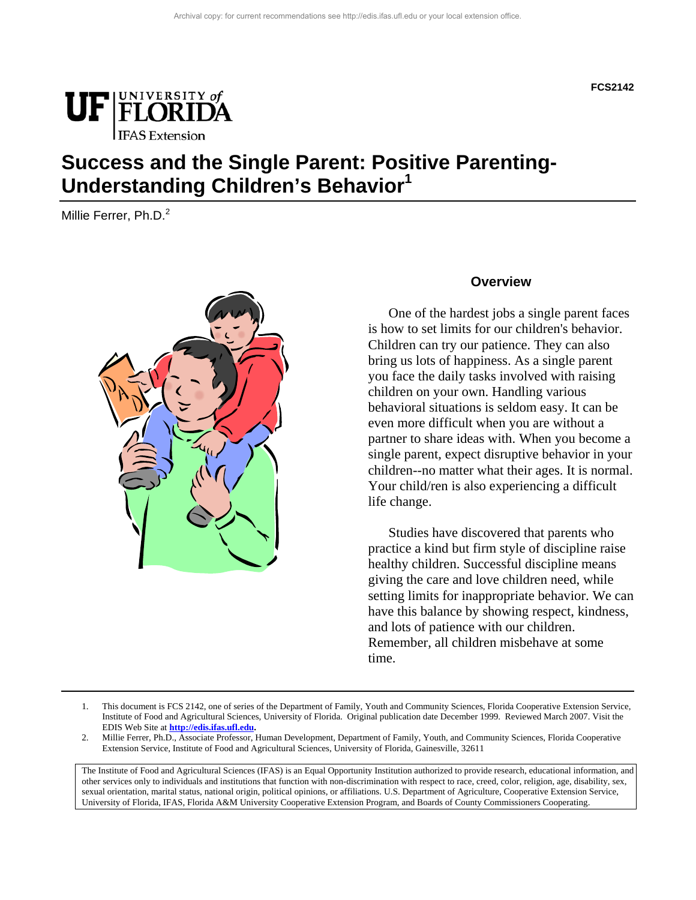Archival copy: for current recommendations see http://edis.ifas.ufl.edu or your local extension office.

FCS2142

# Success and the Single Parent: Positive Parenting-Understanding Children's Behavior[1]

Millie Ferrer, Ph.D.[2]

## Overview

One of the hardest jobs a single parent faces is how to set limits for our children's behavior. Children can try our patience. They can also bring us lots of happiness. As a single parent you face the daily tasks involved with raising children on your own. Handling various behavioral situations is seldom easy. It can be even more difficult when you are without a partner to share ideas with. When you become a single parent, expect disruptive behavior in your children--no matter what their ages. It is normal. Your child/ren is also experiencing a difficult life change.

Studies have discovered that parents who practice a kind but firm style of discipline raise healthy children. Successful discipline means giving the care and love children need, while setting limits for inappropriate behavior. We can have this balance by showing respect, kindness, and lots of patience with our children. Remember, all children misbehave at some time.

---

1. This document is FCS 2142, one of series of the Department of Family, Youth and Community Sciences, Florida Cooperative Extension Service, Institute of Food and Agricultural Sciences, University of Florida. Original publication date December 1999. Reviewed March 2007. Visit the EDIS Web Site at **http://edis.ifas.ufl.edu.**
2. Millie Ferrer, Ph.D., Associate Professor, Human Development, Department of Family, Youth, and Community Sciences, Florida Cooperative Extension Service, Institute of Food and Agricultural Sciences, University of Florida, Gainesville, 32611

The Institute of Food and Agricultural Sciences (IFAS) is an Equal Opportunity Institution authorized to provide research, educational information, and other services only to individuals and institutions that function with non-discrimination with respect to race, creed, color, religion, age, disability, sex, sexual orientation, marital status, national origin, political opinions, or affiliations. U.S. Department of Agriculture, Cooperative Extension Service, University of Florida, IFAS, Florida A&M University Cooperative Extension Program, and Boards of County Commissioners Cooperating.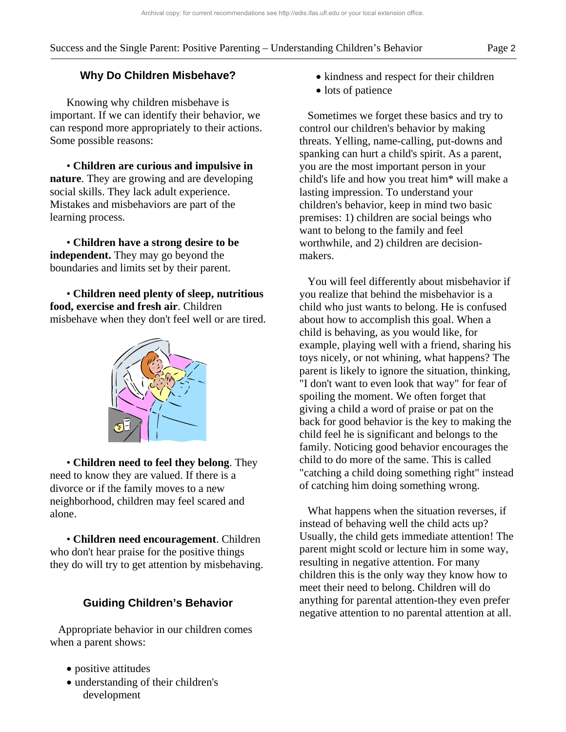## Why Do Children Misbehave?

Knowing why children misbehave is important. If we can identify their behavior, we can respond more appropriately to their actions. Some possible reasons:

• **Children are curious and impulsive in nature**. They are growing and are developing social skills. They lack adult experience. Mistakes and misbehaviors are part of the learning process.

• **Children have a strong desire to be independent.** They may go beyond the boundaries and limits set by their parent.

• **Children need plenty of sleep, nutritious food, exercise and fresh air**. Children misbehave when they don't feel well or are tired.

• **Children need to feel they belong**. They need to know they are valued. If there is a divorce or if the family moves to a new neighborhood, children may feel scared and alone.

• **Children need encouragement**. Children who don't hear praise for the positive things they do will try to get attention by misbehaving.

## Guiding Children's Behavior

Appropriate behavior in our children comes when a parent shows:

- positive attitudes
- understanding of their children's development
- kindness and respect for their children
- lots of patience

Sometimes we forget these basics and try to control our children's behavior by making threats. Yelling, name-calling, put-downs and spanking can hurt a child's spirit. As a parent, you are the most important person in your child's life and how you treat him* will make a lasting impression. To understand your children's behavior, keep in mind two basic premises: 1) children are social beings who want to belong to the family and feel worthwhile, and 2) children are decision-makers.

You will feel differently about misbehavior if you realize that behind the misbehavior is a child who just wants to belong. He is confused about how to accomplish this goal. When a child is behaving, as you would like, for example, playing well with a friend, sharing his toys nicely, or not whining, what happens? The parent is likely to ignore the situation, thinking, "I don't want to even look that way" for fear of spoiling the moment. We often forget that giving a child a word of praise or pat on the back for good behavior is the key to making the child feel he is significant and belongs to the family. Noticing good behavior encourages the child to do more of the same. This is called "catching a child doing something right" instead of catching him doing something wrong.

What happens when the situation reverses, if instead of behaving well the child acts up? Usually, the child gets immediate attention! The parent might scold or lecture him in some way, resulting in negative attention. For many children this is the only way they know how to meet their need to belong. Children will do anything for parental attention-they even prefer negative attention to no parental attention at all.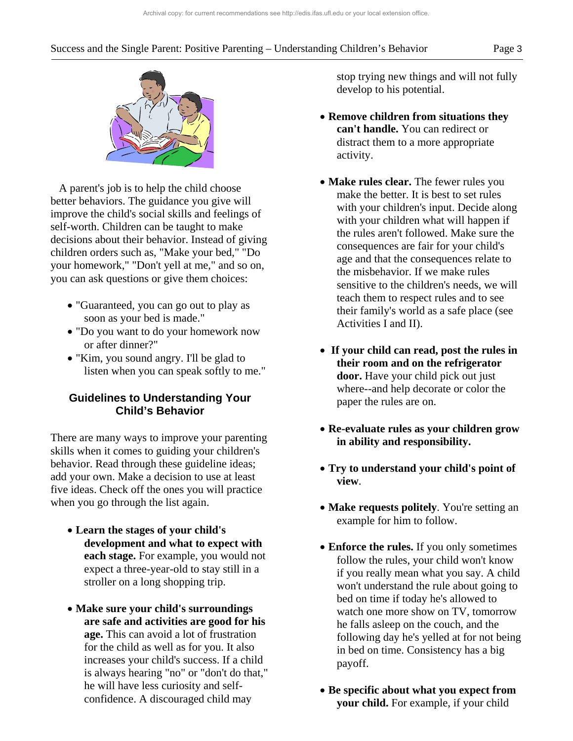A parent's job is to help the child choose better behaviors. The guidance you give will improve the child's social skills and feelings of self-worth. Children can be taught to make decisions about their behavior. Instead of giving children orders such as, "Make your bed," "Do your homework," "Don't yell at me," and so on, you can ask questions or give them choices:

- "Guaranteed, you can go out to play as soon as your bed is made."
- "Do you want to do your homework now or after dinner?"
- "Kim, you sound angry. I'll be glad to listen when you can speak softly to me."

## Guidelines to Understanding Your Child's Behavior

There are many ways to improve your parenting skills when it comes to guiding your children's behavior. Read through these guideline ideas; add your own. Make a decision to use at least five ideas. Check off the ones you will practice when you go through the list again.

- **Learn the stages of your child's development and what to expect with each stage.** For example, you would not expect a three-year-old to stay still in a stroller on a long shopping trip.

- **Make sure your child's surroundings are safe and activities are good for his age.** This can avoid a lot of frustration for the child as well as for you. It also increases your child's success. If a child is always hearing "no" or "don't do that," he will have less curiosity and self-confidence. A discouraged child may stop trying new things and will not fully develop to his potential.

- **Remove children from situations they can't handle.** You can redirect or distract them to a more appropriate activity.

- **Make rules clear.** The fewer rules you make the better. It is best to set rules with your children's input. Decide along with your children what will happen if the rules aren't followed. Make sure the consequences are fair for your child's age and that the consequences relate to the misbehavior. If we make rules sensitive to the children's needs, we will teach them to respect rules and to see their family's world as a safe place (see Activities I and II).

- **If your child can read, post the rules in their room and on the refrigerator door.** Have your child pick out just where--and help decorate or color the paper the rules are on.

- **Re-evaluate rules as your children grow in ability and responsibility.**

- **Try to understand your child's point of view**.

- **Make requests politely**. You're setting an example for him to follow.

- **Enforce the rules.** If you only sometimes follow the rules, your child won't know if you really mean what you say. A child won't understand the rule about going to bed on time if today he's allowed to watch one more show on TV, tomorrow he falls asleep on the couch, and the following day he's yelled at for not being in bed on time. Consistency has a big payoff.

- **Be specific about what you expect from your child.** For example, if your child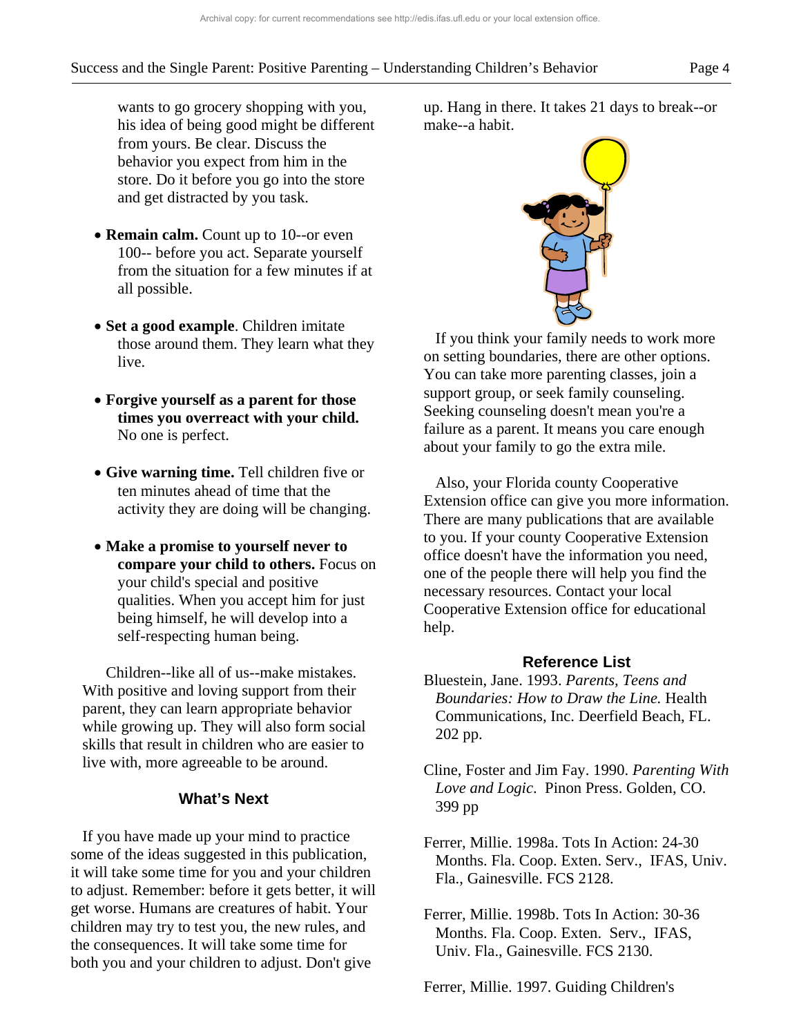wants to go grocery shopping with you, his idea of being good might be different from yours. Be clear. Discuss the behavior you expect from him in the store. Do it before you go into the store and get distracted by you task.

- **Remain calm.** Count up to 10--or even 100-- before you act. Separate yourself from the situation for a few minutes if at all possible.

- **Set a good example**. Children imitate those around them. They learn what they live.

- **Forgive yourself as a parent for those times you overreact with your child.** No one is perfect.

- **Give warning time.** Tell children five or ten minutes ahead of time that the activity they are doing will be changing.

- **Make a promise to yourself never to compare your child to others.** Focus on your child's special and positive qualities. When you accept him for just being himself, he will develop into a self-respecting human being.

Children--like all of us--make mistakes. With positive and loving support from their parent, they can learn appropriate behavior while growing up. They will also form social skills that result in children who are easier to live with, more agreeable to be around.

## What's Next

If you have made up your mind to practice some of the ideas suggested in this publication, it will take some time for you and your children to adjust. Remember: before it gets better, it will get worse. Humans are creatures of habit. Your children may try to test you, the new rules, and the consequences. It will take some time for both you and your children to adjust. Don't give up. Hang in there. It takes 21 days to break--or make--a habit.

If you think your family needs to work more on setting boundaries, there are other options. You can take more parenting classes, join a support group, or seek family counseling. Seeking counseling doesn't mean you're a failure as a parent. It means you care enough about your family to go the extra mile.

Also, your Florida county Cooperative Extension office can give you more information. There are many publications that are available to you. If your county Cooperative Extension office doesn't have the information you need, one of the people there will help you find the necessary resources. Contact your local Cooperative Extension office for educational help.

## Reference List

Bluestein, Jane. 1993. *Parents, Teens and Boundaries: How to Draw the Line.* Health Communications, Inc. Deerfield Beach, FL. 202 pp.

Cline, Foster and Jim Fay. 1990. *Parenting With Love and Logic*. Pinon Press. Golden, CO. 399 pp

Ferrer, Millie. 1998a. Tots In Action: 24-30 Months. Fla. Coop. Exten. Serv., IFAS, Univ. Fla., Gainesville. FCS 2128.

Ferrer, Millie. 1998b. Tots In Action: 30-36 Months. Fla. Coop. Exten. Serv., IFAS, Univ. Fla., Gainesville. FCS 2130.

Ferrer, Millie. 1997. Guiding Children's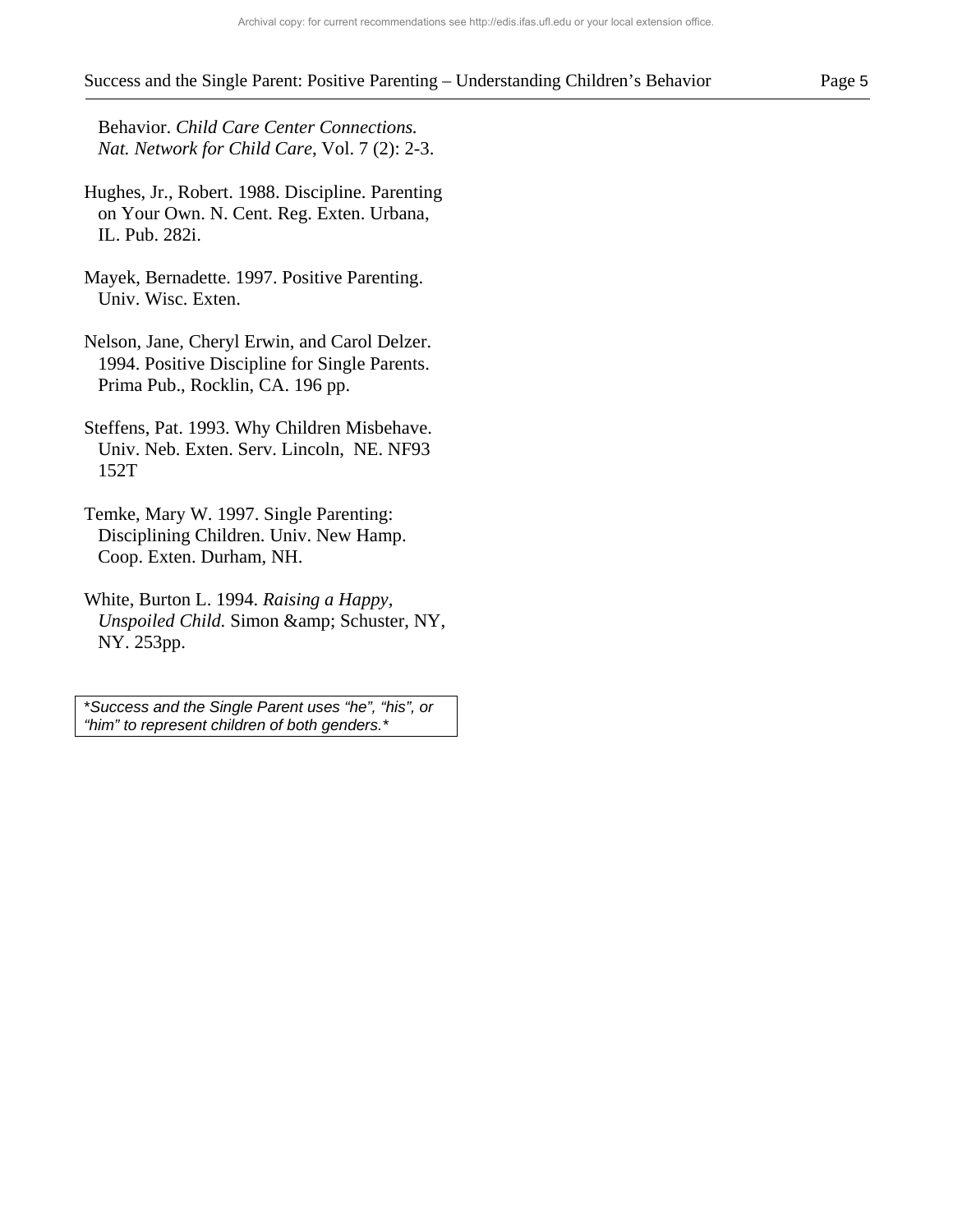Behavior. *Child Care Center Connections. Nat. Network for Child Care*, Vol. 7 (2): 2-3.

Hughes, Jr., Robert. 1988. Discipline. Parenting on Your Own. N. Cent. Reg. Exten. Urbana, IL. Pub. 282i.

Mayek, Bernadette. 1997. Positive Parenting. Univ. Wisc. Exten.

Nelson, Jane, Cheryl Erwin, and Carol Delzer. 1994. Positive Discipline for Single Parents. Prima Pub., Rocklin, CA. 196 pp.

Steffens, Pat. 1993. Why Children Misbehave. Univ. Neb. Exten. Serv. Lincoln, NE. NF93 152T

Temke, Mary W. 1997. Single Parenting: Disciplining Children. Univ. New Hamp. Coop. Exten. Durham, NH.

White, Burton L. 1994. *Raising a Happy, Unspoiled Child.* Simon &amp; Schuster, NY, NY. 253pp.

*Success and the Single Parent uses "he", "his", or "him" to represent children of both genders.*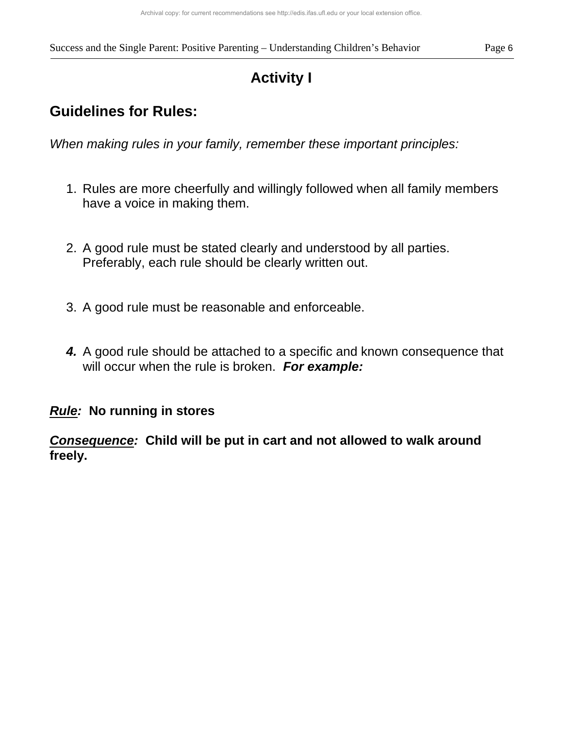# Activity I

## Guidelines for Rules:

*When making rules in your family, remember these important principles:*

1. Rules are more cheerfully and willingly followed when all family members have a voice in making them.

2. A good rule must be stated clearly and understood by all parties. Preferably, each rule should be clearly written out.

3. A good rule must be reasonable and enforceable.

4. A good rule should be attached to a specific and known consequence that will occur when the rule is broken. ***For example:***

***Rule:*** **No running in stores**

***Consequence:*** **Child will be put in cart and not allowed to walk around freely.**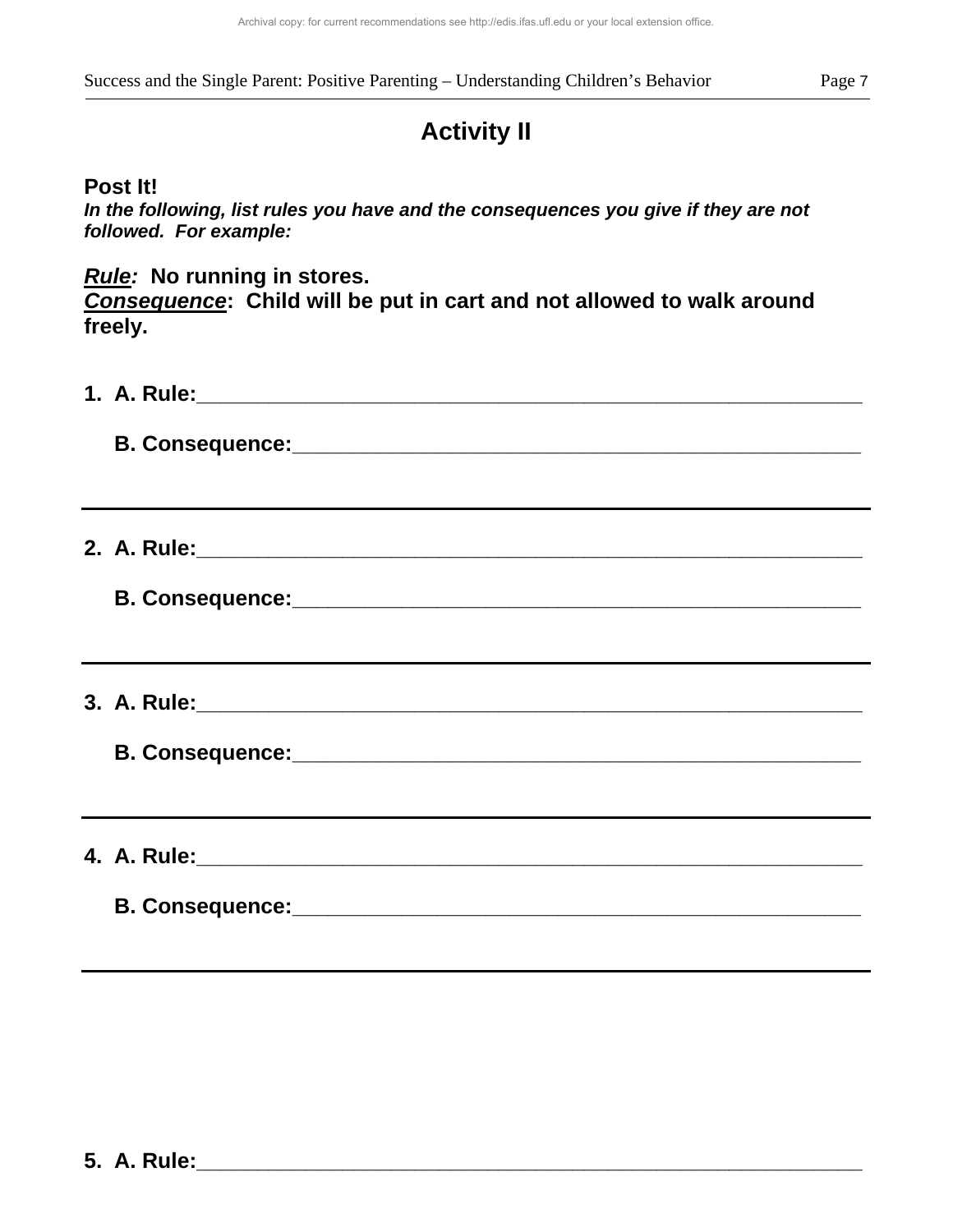## Activity II

**Post It!**

***In the following, list rules you have and the consequences you give if they are not followed. For example:***

***Rule*:** **No running in stores.**
***Consequence*:** **Child will be put in cart and not allowed to walk around freely.**

**1. A. Rule:**\_\_\_\_\_\_\_\_\_\_\_\_\_\_\_\_\_\_\_\_\_\_\_\_\_\_\_\_\_\_\_\_\_\_\_\_\_\_\_\_\_\_\_\_\_\_\_\_\_\_\_\_\_

**B. Consequence:**\_\_\_\_\_\_\_\_\_\_\_\_\_\_\_\_\_\_\_\_\_\_\_\_\_\_\_\_\_\_\_\_\_\_\_\_\_\_\_\_\_\_\_\_\_\_

---

**2. A. Rule:**\_\_\_\_\_\_\_\_\_\_\_\_\_\_\_\_\_\_\_\_\_\_\_\_\_\_\_\_\_\_\_\_\_\_\_\_\_\_\_\_\_\_\_\_\_\_\_\_\_\_\_\_\_

**B. Consequence:**\_\_\_\_\_\_\_\_\_\_\_\_\_\_\_\_\_\_\_\_\_\_\_\_\_\_\_\_\_\_\_\_\_\_\_\_\_\_\_\_\_\_\_\_\_\_

---

**3. A. Rule:**\_\_\_\_\_\_\_\_\_\_\_\_\_\_\_\_\_\_\_\_\_\_\_\_\_\_\_\_\_\_\_\_\_\_\_\_\_\_\_\_\_\_\_\_\_\_\_\_\_\_\_\_\_

**B. Consequence:**\_\_\_\_\_\_\_\_\_\_\_\_\_\_\_\_\_\_\_\_\_\_\_\_\_\_\_\_\_\_\_\_\_\_\_\_\_\_\_\_\_\_\_\_\_\_

---

**4. A. Rule:**\_\_\_\_\_\_\_\_\_\_\_\_\_\_\_\_\_\_\_\_\_\_\_\_\_\_\_\_\_\_\_\_\_\_\_\_\_\_\_\_\_\_\_\_\_\_\_\_\_\_\_\_\_

**B. Consequence:**\_\_\_\_\_\_\_\_\_\_\_\_\_\_\_\_\_\_\_\_\_\_\_\_\_\_\_\_\_\_\_\_\_\_\_\_\_\_\_\_\_\_\_\_\_\_

---

**5. A. Rule:**\_\_\_\_\_\_\_\_\_\_\_\_\_\_\_\_\_\_\_\_\_\_\_\_\_\_\_\_\_\_\_\_\_\_\_\_\_\_\_\_\_\_\_\_\_\_\_\_\_\_\_\_\_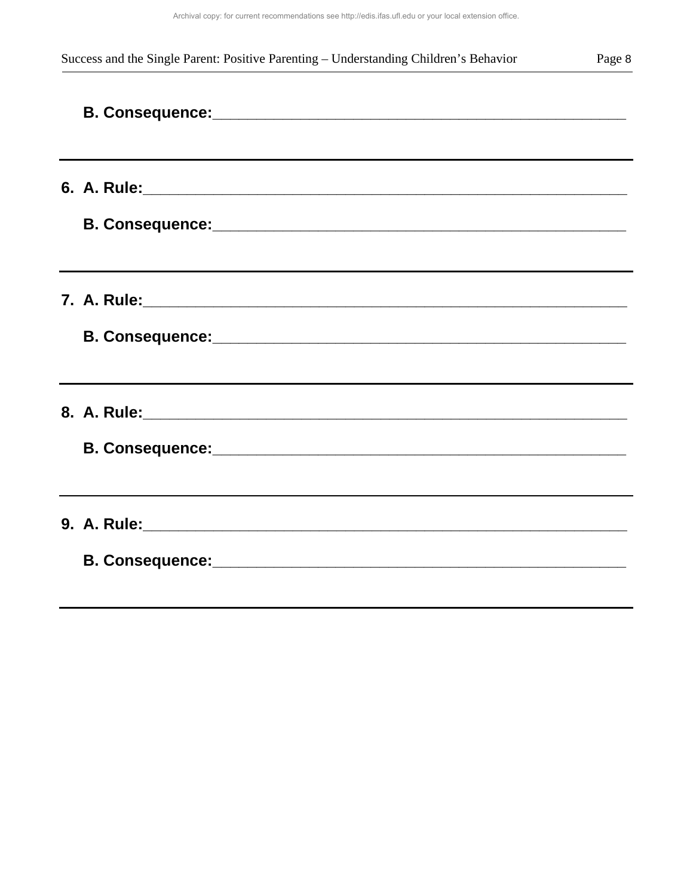**B. Consequence:**______________________________________________

---

**6. A. Rule:**______________________________________________

**B. Consequence:**______________________________________________

---

**7. A. Rule:**______________________________________________

**B. Consequence:**______________________________________________

---

**8. A. Rule:**______________________________________________

**B. Consequence:**______________________________________________

---

**9. A. Rule:**______________________________________________

**B. Consequence:**______________________________________________

---